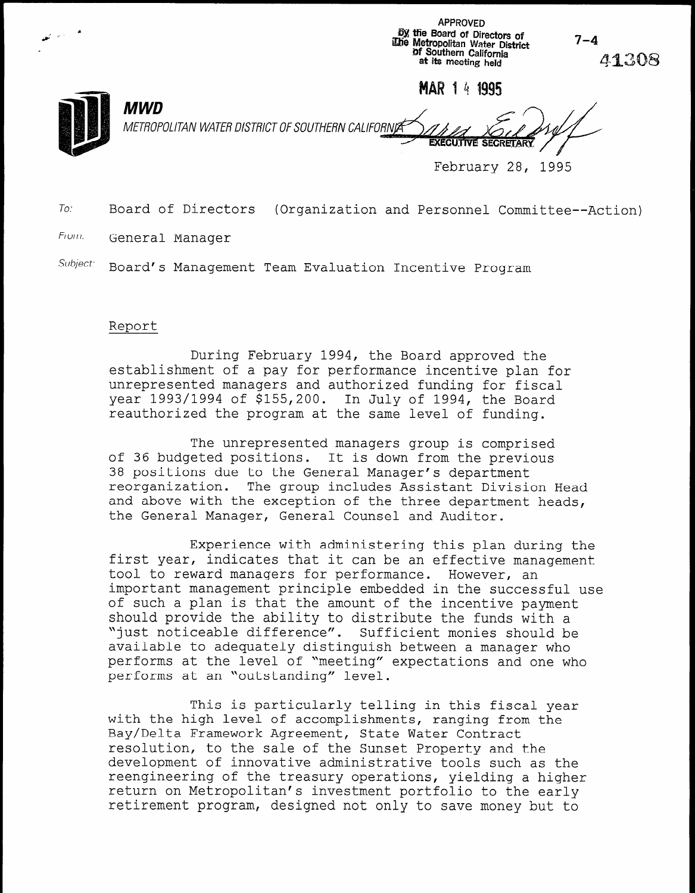APPROVED
By the Board of Directors of
The Metropolitan Water District
of Southern California
at its meeting held

MAR 14 1995

EXECUTIVE SECRETARY

7-4

41308

**MWD**

*METROPOLITAN WATER DISTRICT OF SOUTHERN CALIFORNIA*

February 28, 1995

To: Board of Directors (Organization and Personnel Committee--Action)

From: General Manager

Subject: Board's Management Team Evaluation Incentive Program

## Report

During February 1994, the Board approved the establishment of a pay for performance incentive plan for unrepresented managers and authorized funding for fiscal year 1993/1994 of $155,200. In July of 1994, the Board reauthorized the program at the same level of funding.

The unrepresented managers group is comprised of 36 budgeted positions. It is down from the previous 38 positions due to the General Manager's department reorganization. The group includes Assistant Division Head and above with the exception of the three department heads, the General Manager, General Counsel and Auditor.

Experience with administering this plan during the first year, indicates that it can be an effective management tool to reward managers for performance. However, an important management principle embedded in the successful use of such a plan is that the amount of the incentive payment should provide the ability to distribute the funds with a "just noticeable difference". Sufficient monies should be available to adequately distinguish between a manager who performs at the level of "meeting" expectations and one who performs at an "outstanding" level.

This is particularly telling in this fiscal year with the high level of accomplishments, ranging from the Bay/Delta Framework Agreement, State Water Contract resolution, to the sale of the Sunset Property and the development of innovative administrative tools such as the reengineering of the treasury operations, yielding a higher return on Metropolitan's investment portfolio to the early retirement program, designed not only to save money but to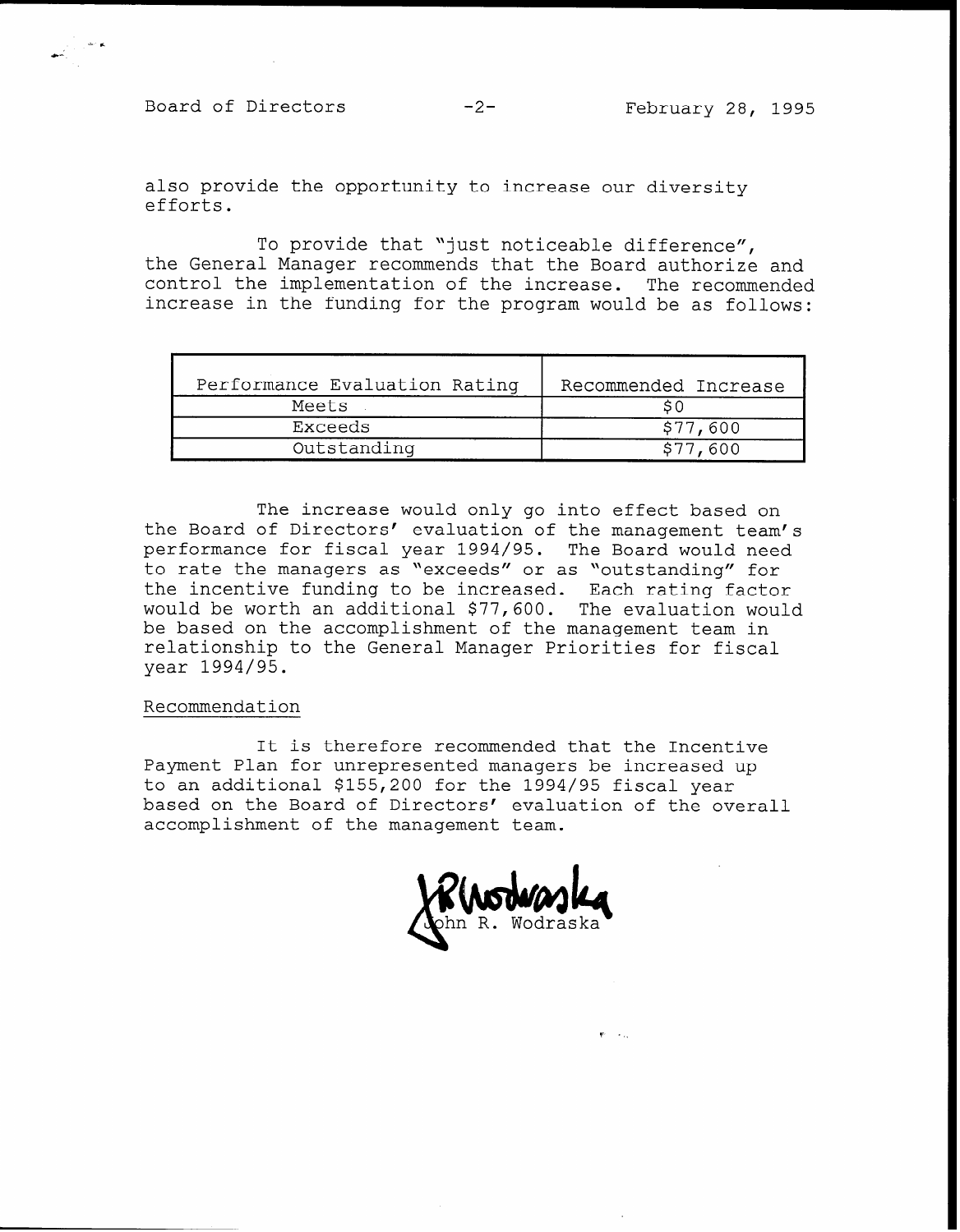also provide the opportunity to increase our diversity efforts.

To provide that "just noticeable difference", the General Manager recommends that the Board authorize and control the implementation of the increase. The recommended increase in the funding for the program would be as follows:

| Performance Evaluation Rating | Recommended Increase |
|---|---|
| Meets | $0 |
| Exceeds | $77,600 |
| Outstanding | $77,600 |

The increase would only go into effect based on the Board of Directors' evaluation of the management team's performance for fiscal year 1994/95. The Board would need to rate the managers as "exceeds" or as "outstanding" for the incentive funding to be increased. Each rating factor would be worth an additional $77,600. The evaluation would be based on the accomplishment of the management team in relationship to the General Manager Priorities for fiscal year 1994/95.

Recommendation

It is therefore recommended that the Incentive Payment Plan for unrepresented managers be increased up to an additional $155,200 for the 1994/95 fiscal year based on the Board of Directors' evaluation of the overall accomplishment of the management team.

John R. Wodraska